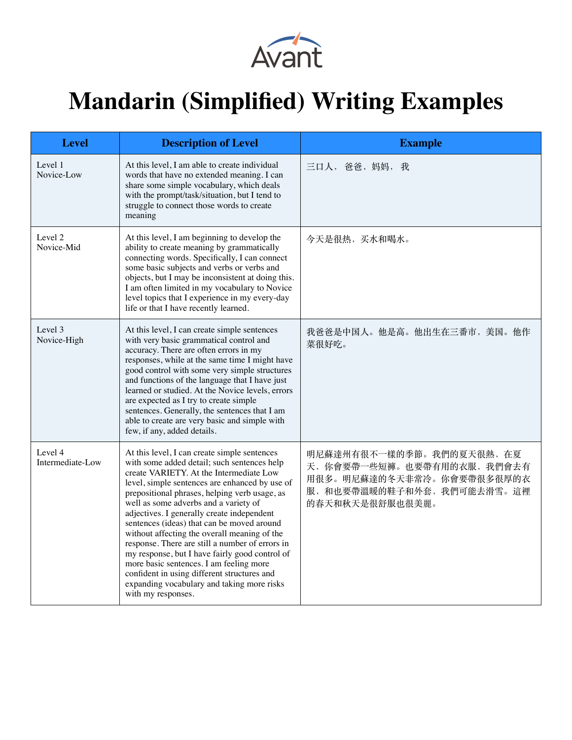Avant

# Mandarin (Simplified) Writing Examples

| Level | Description of Level | Example |
| --- | --- | --- |
| Level 1<br>Novice-Low | At this level, I am able to create individual words that have no extended meaning. I can share some simple vocabulary, which deals with the prompt/task/situation, but I tend to struggle to connect those words to create meaning | 三口人， 爸爸，妈妈， 我 |
| Level 2<br>Novice-Mid | At this level, I am beginning to develop the ability to create meaning by grammatically connecting words. Specifically, I can connect some basic subjects and verbs or verbs and objects, but I may be inconsistent at doing this. I am often limited in my vocabulary to Novice level topics that I experience in my every-day life or that I have recently learned. | 今天是很热，买水和喝水。 |
| Level 3<br>Novice-High | At this level, I can create simple sentences with very basic grammatical control and accuracy. There are often errors in my responses, while at the same time I might have good control with some very simple structures and functions of the language that I have just learned or studied. At the Novice levels, errors are expected as I try to create simple sentences. Generally, the sentences that I am able to create are very basic and simple with few, if any, added details. | 我爸爸是中国人。他是高。他出生在三番市，美国。他作菜很好吃。 |
| Level 4<br>Intermediate-Low | At this level, I can create simple sentences with some added detail; such sentences help create VARIETY. At the Intermediate Low level, simple sentences are enhanced by use of prepositional phrases, helping verb usage, as well as some adverbs and a variety of adjectives. I generally create independent sentences (ideas) that can be moved around without affecting the overall meaning of the response. There are still a number of errors in my response, but I have fairly good control of more basic sentences. I am feeling more confident in using different structures and expanding vocabulary and taking more risks with my responses. | 明尼蘇達州有很不一樣的季節。我們的夏天很熱，在夏天，你會要帶一些短褲。也要帶有用的衣服，我們會去有用很多。明尼蘇達的冬天非常冷。你會要帶很多很厚的衣服，和也要帶溫暖的鞋子和外套，我們可能去滑雪。這裡的春天和秋天是很舒服也很美麗。 |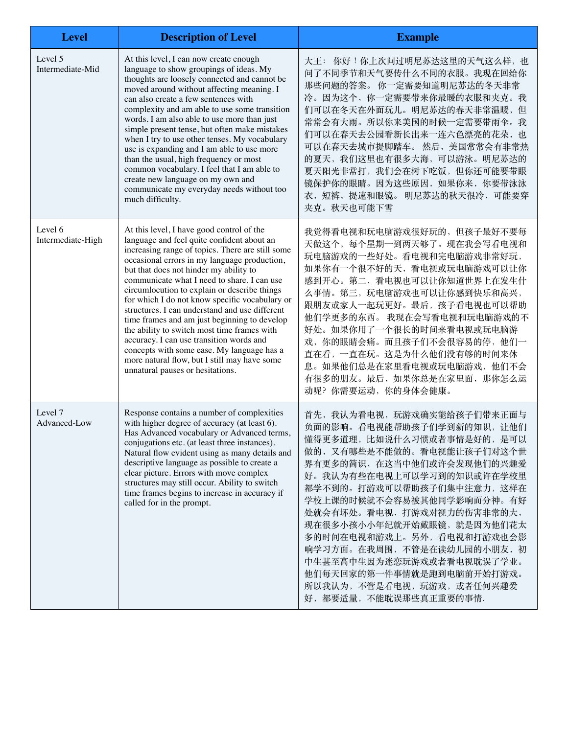| Level | Description of Level | Example |
| --- | --- | --- |
| Level 5 Intermediate-Mid | At this level, I can now create enough language to show groupings of ideas. My thoughts are loosely connected and cannot be moved around without affecting meaning. I can also create a few sentences with complexity and am able to use some transition words. I am also able to use more than just simple present tense, but often make mistakes when I try to use other tenses. My vocabulary use is expanding and I am able to use more than the usual, high frequency or most common vocabulary. I feel that I am able to create new language on my own and communicate my everyday needs without too much difficulty. | 大王： 你好！你上次问过明尼苏达这里的天气这么样，也问了不同季节和天气要传什么不同的衣服。我现在回给你那些问题的答案。 你一定需要知道明尼苏达的冬天非常冷。因为这个，你一定需要带来你最暖的衣服和夹克。我们可以在冬天在外面玩儿。明尼苏达的春天非常温暖，但常常会有大雨。所以你来美国的时候一定需要带雨伞。我们可以在春天去公园看新长出来一连六色漂亮的花朵，也可以在春天去城市提脚踏车。 然后，美国常常会有非常热的夏天，我们这里也有很多大海，可以游泳。明尼苏达的夏天阳光非常打，我们会在树下吃饭，但你还可能要带眼镜保护你的眼睛。因为这些原因，如果你来，你要带泳泳衣，短裤，提速和眼镜。 明尼苏达的秋天很冷，可能要穿夹克。秋天也可能下雪 |
| Level 6 Intermediate-High | At this level, I have good control of the language and feel quite confident about an increasing range of topics. There are still some occasional errors in my language production, but that does not hinder my ability to communicate what I need to share. I can use circumlocution to explain or describe things for which I do not know specific vocabulary or structures. I can understand and use different time frames and am just beginning to develop the ability to switch most time frames with accuracy. I can use transition words and concepts with some ease. My language has a more natural flow, but I still may have some unnatural pauses or hesitations. | 我觉得看电视和玩电脑游戏很好玩的，但孩子最好不要每天做这个，每个星期一到两天够了。现在我会写看电视和玩电脑游戏的一些好处。看电视和完电脑游戏非常好玩，如果你有一个很不好的天，看电视或玩电脑游戏可以让你感到开心。第二，看电视也可以让你知道世界上在发生什么事情。第三，玩电脑游戏也可以让你感到快乐和高兴，跟朋友或家人一起玩更好。最后，孩子看电视也可以帮助他们学更多的东西。 我现在会写看电视和玩电脑游戏的不好处。如果你用了一个很长的时间来看电视或玩电脑游戏，你的眼睛会痛。而且孩子们不会很容易的停，他们一直在看，一直在玩。这是为什么他们没有够的时间来休息。如果他们总是在家里看电视或玩电脑游戏，他们不会有很多的朋友。最后，如果你总是在家里面，那你怎么运动呢？你需要运动，你的身体会健康。 |
| Level 7 Advanced-Low | Response contains a number of complexities with higher degree of accuracy (at least 6). Has Advanced vocabulary or Advanced terms, conjugations etc. (at least three instances). Natural flow evident using as many details and descriptive language as possible to create a clear picture. Errors with move complex structures may still occur. Ability to switch time frames begins to increase in accuracy if called for in the prompt. | 首先，我认为看电视，玩游戏确实能给孩子们带来正面与负面的影响。看电视能帮助孩子们学到新的知识，让他们懂得更多道理，比如说什么习惯或者事情是好的，是可以做的，又有哪些是不能做的。看电视能让孩子们对这个世界有更多的简识，在这当中他们或许会发现他们的兴趣爱好。我认为有些在电视上可以学习到的知识或许在学校里都学不到的。打游戏可以帮助孩子们集中注意力，这样在学校上课的时候就不会容易被其他同学影响而分神。有好处就会有坏处。看电视，打游戏对视力的伤害非常的大，现在很多小孩小小年纪就开始戴眼镜，就是因为他们花太多的时间在电视和游戏上。另外，看电视和打游戏也会影响学习方面。在我周围，不管是在读幼儿园的小朋友，初中生甚至高中生因为迷恋玩游戏或者看电视耽误了学业。他们每天回家的第一件事情就是跑到电脑前开始打游戏。所以我认为，不管是看电视，玩游戏，或者任何兴趣爱好，都要适量，不能耽误那些真正重要的事情. |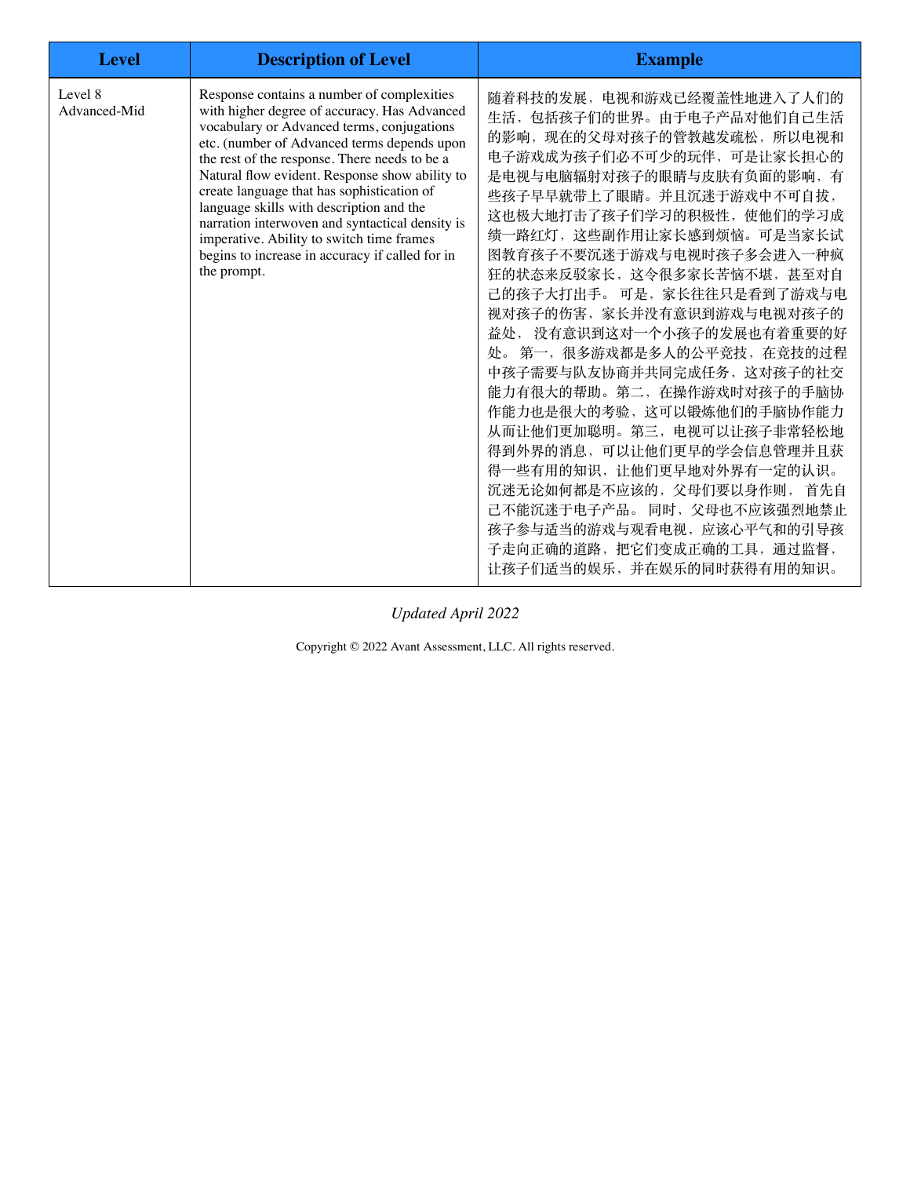| Level | Description of Level | Example |
| --- | --- | --- |
| Level 8 Advanced-Mid | Response contains a number of complexities with higher degree of accuracy. Has Advanced vocabulary or Advanced terms, conjugations etc. (number of Advanced terms depends upon the rest of the response. There needs to be a Natural flow evident. Response show ability to create language that has sophistication of language skills with description and the narration interwoven and syntactical density is imperative. Ability to switch time frames begins to increase in accuracy if called for in the prompt. | 随着科技的发展，电视和游戏已经覆盖性地进入了人们的生活，包括孩子们的世界。由于电子产品对他们自己生活的影响，现在的父母对孩子的管教越发疏松，所以电视和电子游戏成为孩子们必不可少的玩伴，可是让家长担心的是电视与电脑辐射对孩子的眼睛与皮肤有负面的影响，有些孩子早早就带上了眼睛。并且沉迷于游戏中不可自拔，这也极大地打击了孩子们学习的积极性，使他们的学习成绩一路红灯，这些副作用让家长感到烦恼。可是当家长试图教育孩子不要沉迷于游戏与电视时孩子多会进入一种疯狂的状态来反驳家长，这令很多家长苦恼不堪，甚至对自己的孩子大打出手。 可是，家长往往只是看到了游戏与电视对孩子的伤害，家长并没有意识到游戏与电视对孩子的益处， 没有意识到这对一个小孩子的发展也有着重要的好处。 第一，很多游戏都是多人的公平竞技，在竞技的过程中孩子需要与队友协商并共同完成任务，这对孩子的社交能力有很大的帮助。第二，在操作游戏时对孩子的手脑协作能力也是很大的考验，这可以锻炼他们的手脑协作能力从而让他们更加聪明。第三，电视可以让孩子非常轻松地得到外界的消息，可以让他们更早的学会信息管理并且获得一些有用的知识，让他们更早地对外界有一定的认识。沉迷无论如何都是不应该的，父母们要以身作则， 首先自己不能沉迷于电子产品。 同时，父母也不应该强烈地禁止孩子参与适当的游戏与观看电视，应该心平气和的引导孩子走向正确的道路，把它们变成正确的工具，通过监督，让孩子们适当的娱乐，并在娱乐的同时获得有用的知识。 |

*Updated April 2022*

Copyright © 2022 Avant Assessment, LLC. All rights reserved.